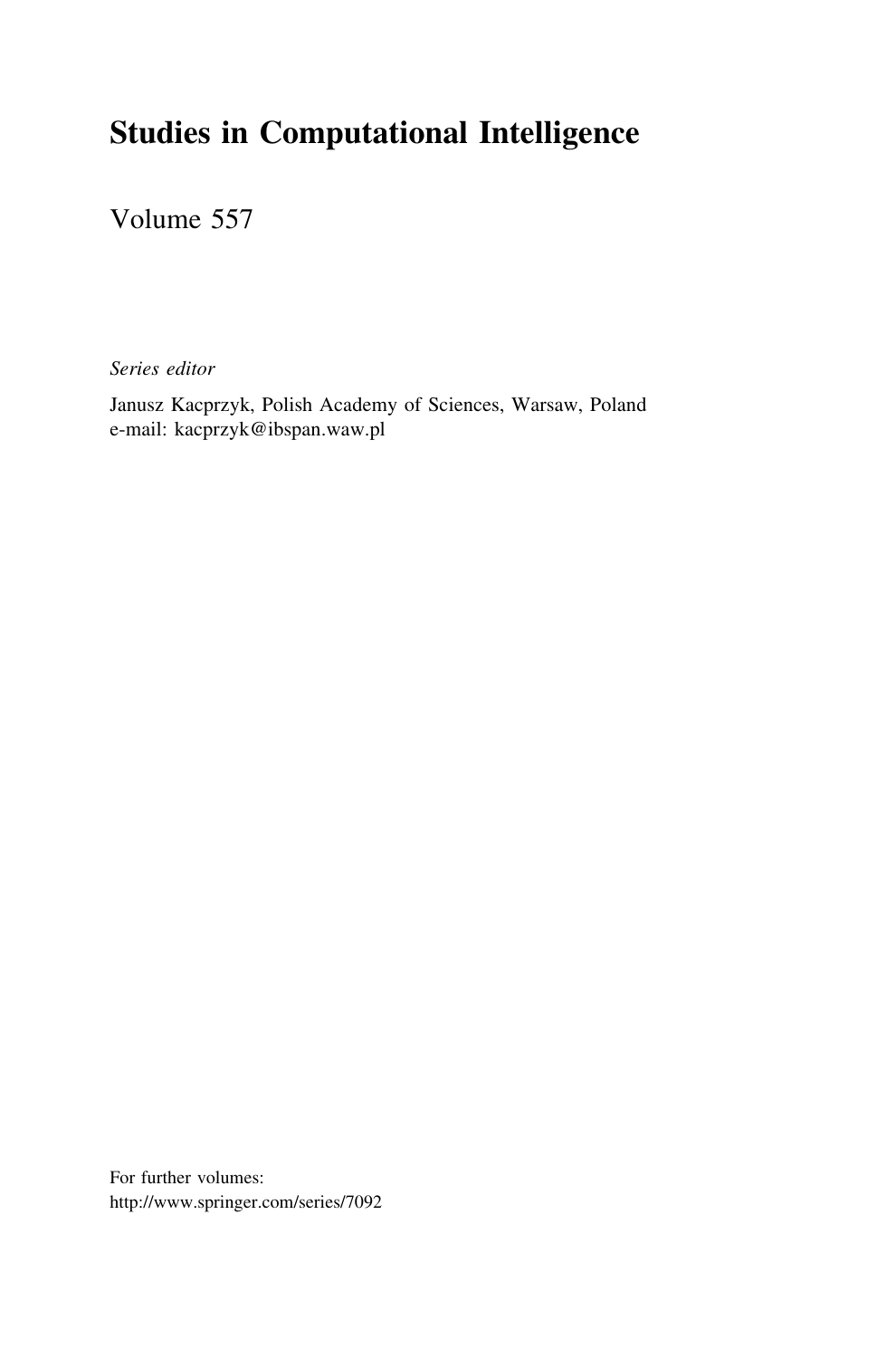# Studies in Computational Intelligence

Volume 557

*Series editor*

Janusz Kacprzyk, Polish Academy of Sciences, Warsaw, Poland
e-mail: kacprzyk@ibspan.waw.pl

For further volumes:
http://www.springer.com/series/7092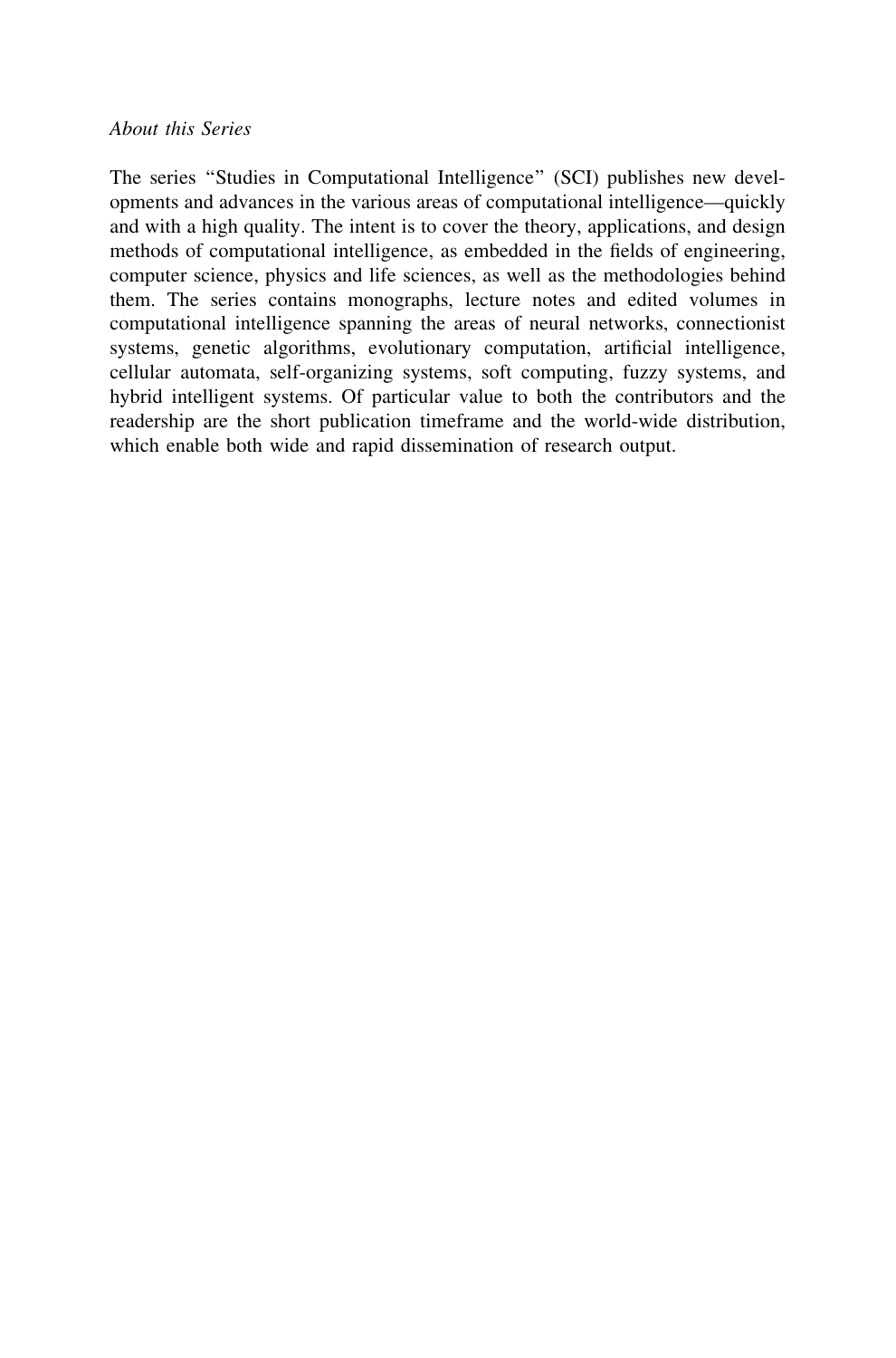*About this Series*

The series "Studies in Computational Intelligence" (SCI) publishes new developments and advances in the various areas of computational intelligence—quickly and with a high quality. The intent is to cover the theory, applications, and design methods of computational intelligence, as embedded in the fields of engineering, computer science, physics and life sciences, as well as the methodologies behind them. The series contains monographs, lecture notes and edited volumes in computational intelligence spanning the areas of neural networks, connectionist systems, genetic algorithms, evolutionary computation, artificial intelligence, cellular automata, self-organizing systems, soft computing, fuzzy systems, and hybrid intelligent systems. Of particular value to both the contributors and the readership are the short publication timeframe and the world-wide distribution, which enable both wide and rapid dissemination of research output.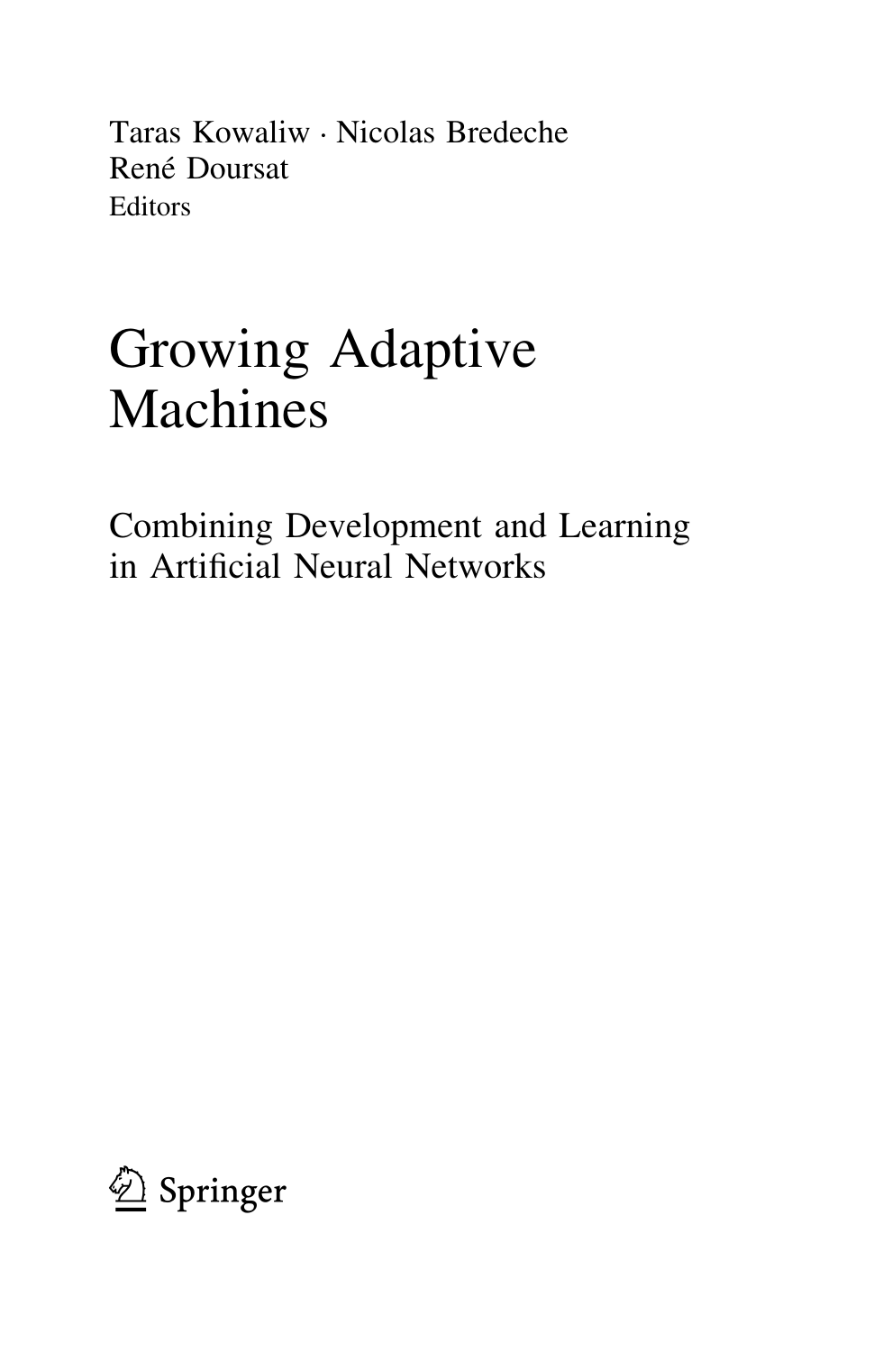Taras Kowaliw · Nicolas Bredeche
René Doursat
Editors

# Growing Adaptive Machines

## Combining Development and Learning in Artificial Neural Networks

Springer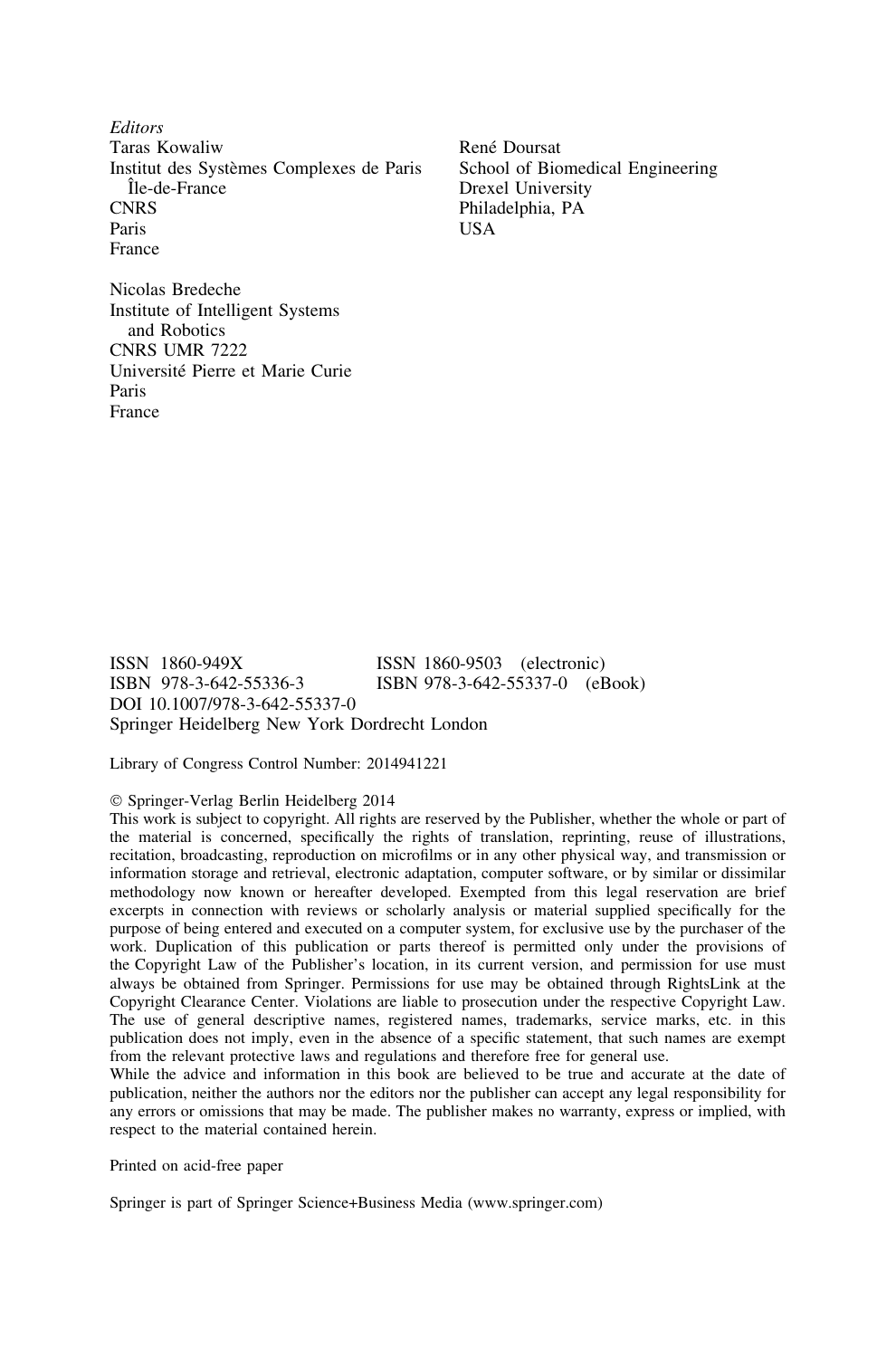*Editors*

Taras Kowaliw
Institut des Systèmes Complexes de Paris Île-de-France
CNRS
Paris
France

René Doursat
School of Biomedical Engineering
Drexel University
Philadelphia, PA
USA

Nicolas Bredeche
Institute of Intelligent Systems and Robotics
CNRS UMR 7222
Université Pierre et Marie Curie
Paris
France

ISSN 1860-949X ISSN 1860-9503 (electronic)
ISBN 978-3-642-55336-3 ISBN 978-3-642-55337-0 (eBook)
DOI 10.1007/978-3-642-55337-0
Springer Heidelberg New York Dordrecht London

Library of Congress Control Number: 2014941221

© Springer-Verlag Berlin Heidelberg 2014

This work is subject to copyright. All rights are reserved by the Publisher, whether the whole or part of the material is concerned, specifically the rights of translation, reprinting, reuse of illustrations, recitation, broadcasting, reproduction on microfilms or in any other physical way, and transmission or information storage and retrieval, electronic adaptation, computer software, or by similar or dissimilar methodology now known or hereafter developed. Exempted from this legal reservation are brief excerpts in connection with reviews or scholarly analysis or material supplied specifically for the purpose of being entered and executed on a computer system, for exclusive use by the purchaser of the work. Duplication of this publication or parts thereof is permitted only under the provisions of the Copyright Law of the Publisher's location, in its current version, and permission for use must always be obtained from Springer. Permissions for use may be obtained through RightsLink at the Copyright Clearance Center. Violations are liable to prosecution under the respective Copyright Law. The use of general descriptive names, registered names, trademarks, service marks, etc. in this publication does not imply, even in the absence of a specific statement, that such names are exempt from the relevant protective laws and regulations and therefore free for general use.

While the advice and information in this book are believed to be true and accurate at the date of publication, neither the authors nor the editors nor the publisher can accept any legal responsibility for any errors or omissions that may be made. The publisher makes no warranty, express or implied, with respect to the material contained herein.

Printed on acid-free paper

Springer is part of Springer Science+Business Media (www.springer.com)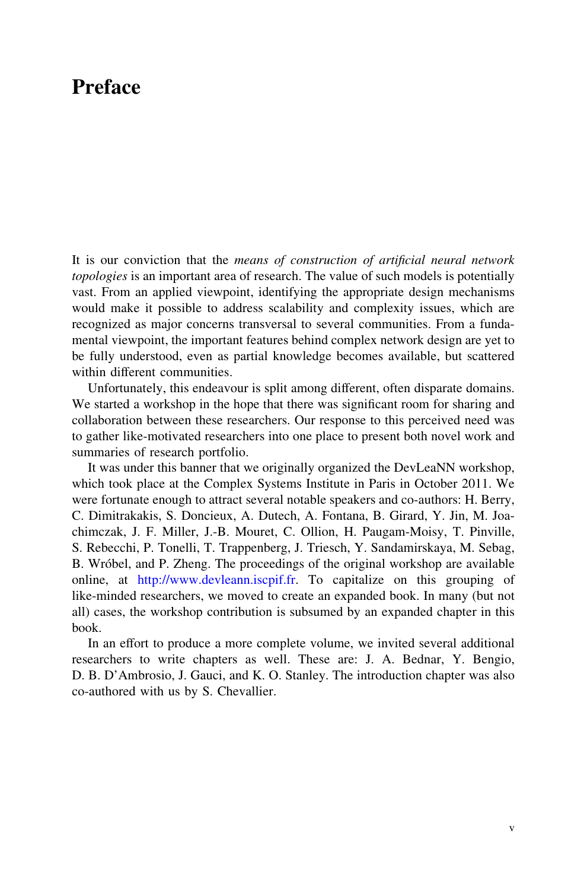# Preface

It is our conviction that the *means of construction of artificial neural network topologies* is an important area of research. The value of such models is potentially vast. From an applied viewpoint, identifying the appropriate design mechanisms would make it possible to address scalability and complexity issues, which are recognized as major concerns transversal to several communities. From a fundamental viewpoint, the important features behind complex network design are yet to be fully understood, even as partial knowledge becomes available, but scattered within different communities.

Unfortunately, this endeavour is split among different, often disparate domains. We started a workshop in the hope that there was significant room for sharing and collaboration between these researchers. Our response to this perceived need was to gather like-motivated researchers into one place to present both novel work and summaries of research portfolio.

It was under this banner that we originally organized the DevLeaNN workshop, which took place at the Complex Systems Institute in Paris in October 2011. We were fortunate enough to attract several notable speakers and co-authors: H. Berry, C. Dimitrakakis, S. Doncieux, A. Dutech, A. Fontana, B. Girard, Y. Jin, M. Joachimczak, J. F. Miller, J.-B. Mouret, C. Ollion, H. Paugam-Moisy, T. Pinville, S. Rebecchi, P. Tonelli, T. Trappenberg, J. Triesch, Y. Sandamirskaya, M. Sebag, B. Wróbel, and P. Zheng. The proceedings of the original workshop are available online, at http://www.devleann.iscpif.fr. To capitalize on this grouping of like-minded researchers, we moved to create an expanded book. In many (but not all) cases, the workshop contribution is subsumed by an expanded chapter in this book.

In an effort to produce a more complete volume, we invited several additional researchers to write chapters as well. These are: J. A. Bednar, Y. Bengio, D. B. D'Ambrosio, J. Gauci, and K. O. Stanley. The introduction chapter was also co-authored with us by S. Chevallier.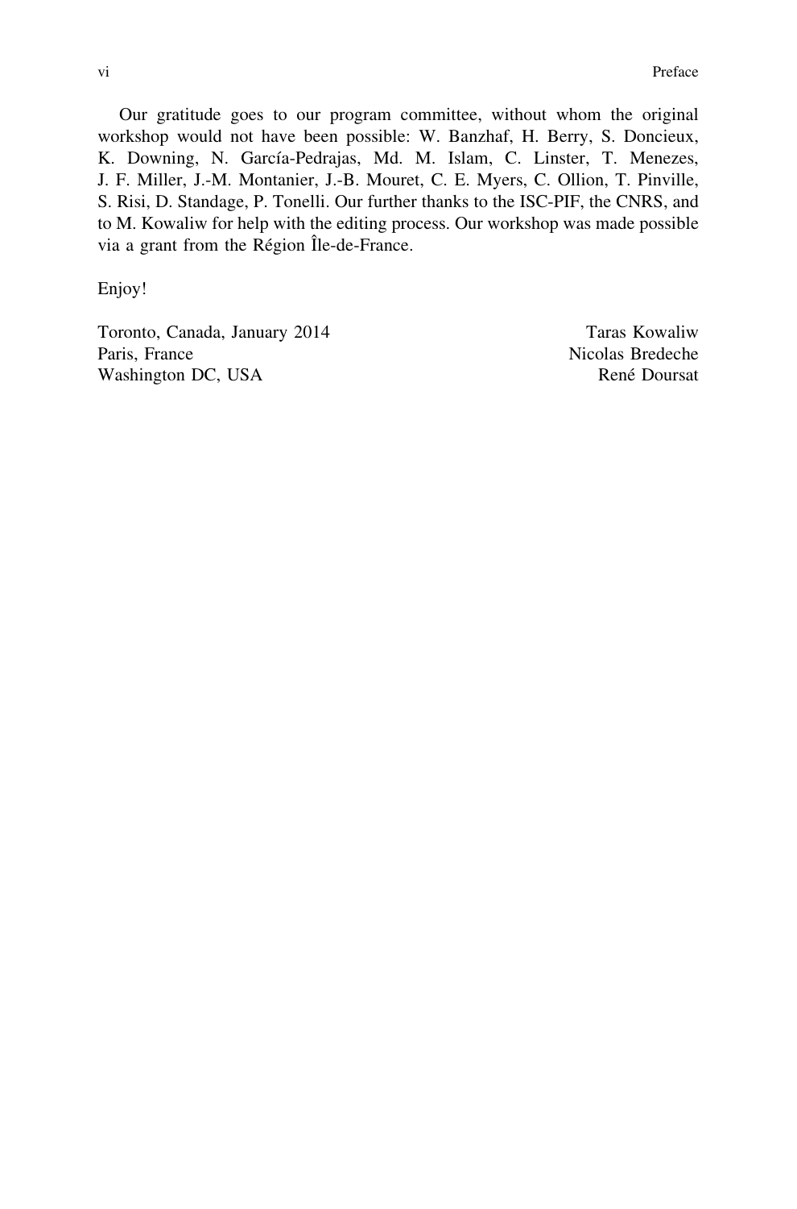Our gratitude goes to our program committee, without whom the original workshop would not have been possible: W. Banzhaf, H. Berry, S. Doncieux, K. Downing, N. García-Pedrajas, Md. M. Islam, C. Linster, T. Menezes, J. F. Miller, J.-M. Montanier, J.-B. Mouret, C. E. Myers, C. Ollion, T. Pinville, S. Risi, D. Standage, P. Tonelli. Our further thanks to the ISC-PIF, the CNRS, and to M. Kowaliw for help with the editing process. Our workshop was made possible via a grant from the Région Île-de-France.

Enjoy!

Toronto, Canada, January 2014 — Taras Kowaliw
Paris, France — Nicolas Bredeche
Washington DC, USA — René Doursat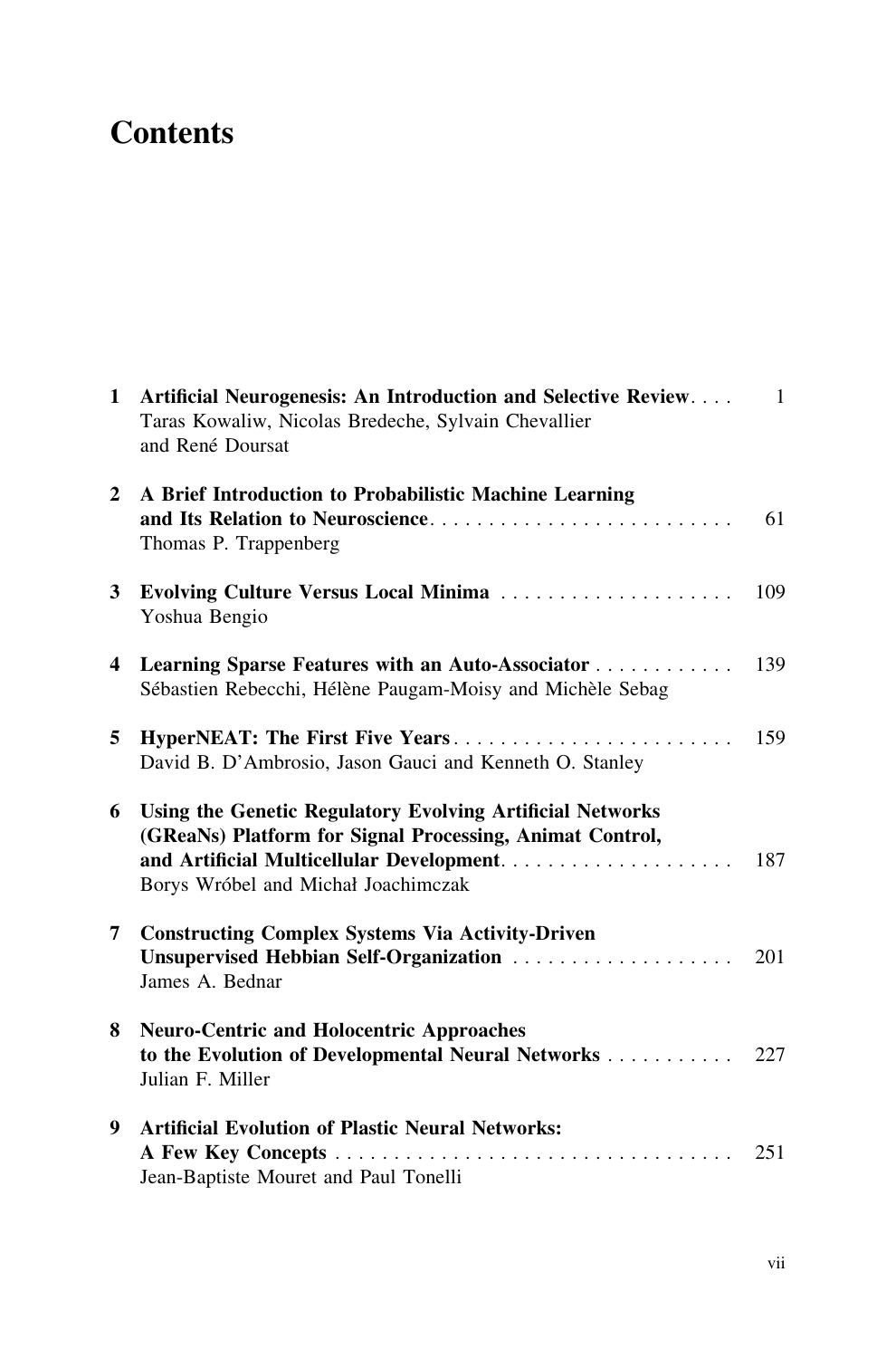# Contents

1 **Artificial Neurogenesis: An Introduction and Selective Review** . . . . 1
Taras Kowaliw, Nicolas Bredeche, Sylvain Chevallier and René Doursat

2 **A Brief Introduction to Probabilistic Machine Learning and Its Relation to Neuroscience** . . . . . . . . . . . . . . . . . . . . . . . . . . 61
Thomas P. Trappenberg

3 **Evolving Culture Versus Local Minima** . . . . . . . . . . . . . . . . . . . . 109
Yoshua Bengio

4 **Learning Sparse Features with an Auto-Associator** . . . . . . . . . . . . 139
Sébastien Rebecchi, Hélène Paugam-Moisy and Michèle Sebag

5 **HyperNEAT: The First Five Years** . . . . . . . . . . . . . . . . . . . . . . . . 159
David B. D'Ambrosio, Jason Gauci and Kenneth O. Stanley

6 **Using the Genetic Regulatory Evolving Artificial Networks (GReaNs) Platform for Signal Processing, Animat Control, and Artificial Multicellular Development** . . . . . . . . . . . . . . . . . . . . 187
Borys Wróbel and Michał Joachimczak

7 **Constructing Complex Systems Via Activity-Driven Unsupervised Hebbian Self-Organization** . . . . . . . . . . . . . . . . . . . 201
James A. Bednar

8 **Neuro-Centric and Holocentric Approaches to the Evolution of Developmental Neural Networks** . . . . . . . . . . . 227
Julian F. Miller

9 **Artificial Evolution of Plastic Neural Networks: A Few Key Concepts** . . . . . . . . . . . . . . . . . . . . . . . . . . . . . . . . . . 251
Jean-Baptiste Mouret and Paul Tonelli